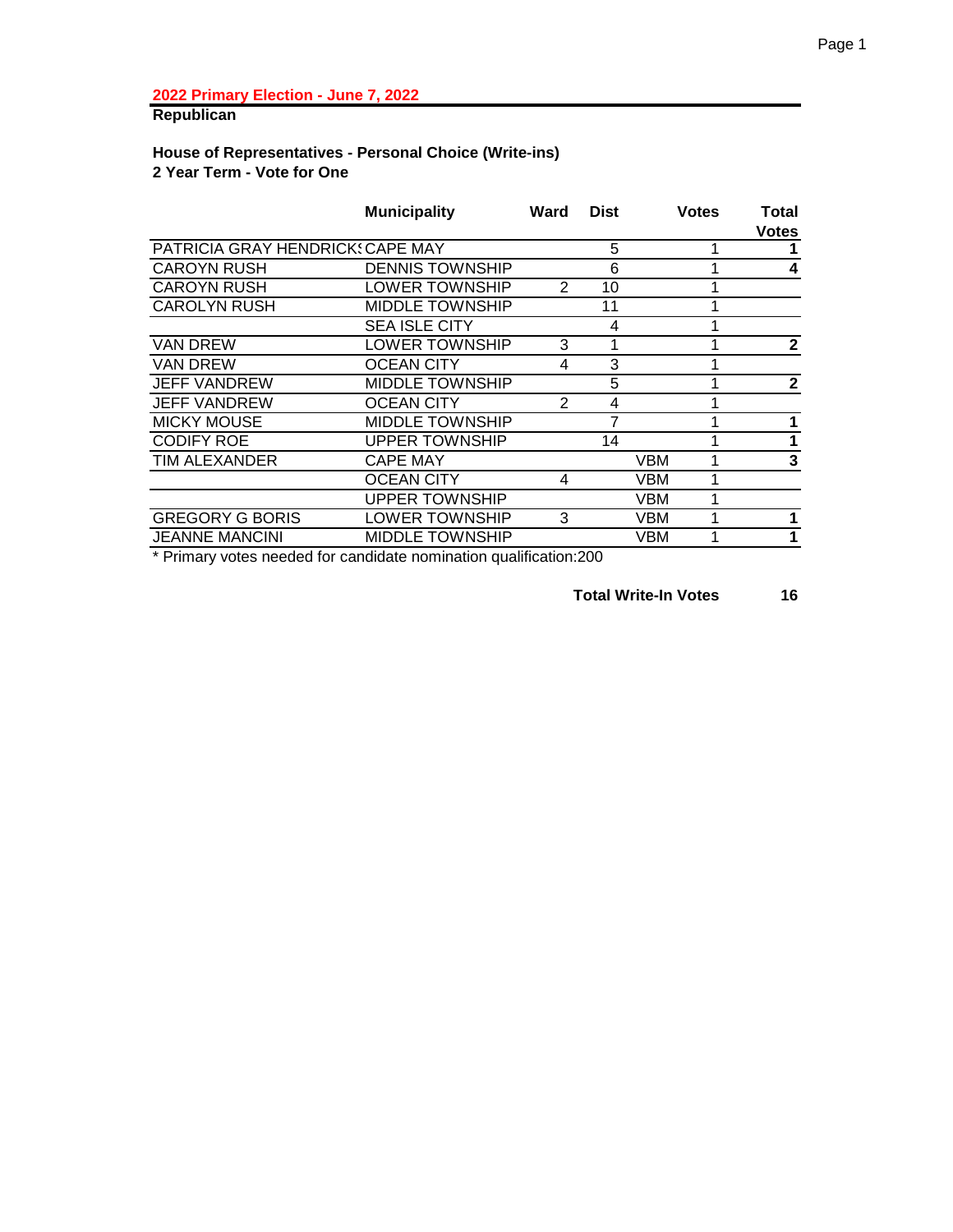**2022 Primary Election - June 7, 2022**

**Republican**

**House of Representatives - Personal Choice (Write-ins)**
**2 Year Term - Vote for One**

| | Municipality | Ward | Dist | | Votes | Total Votes |
|---|---|---|---|---|---|---|
| PATRICIA GRAY HENDRICKS | CAPE MAY | | 5 | | 1 | **1** |
| CAROYN RUSH | DENNIS TOWNSHIP | | 6 | | 1 | **4** |
| CAROYN RUSH | LOWER TOWNSHIP | 2 | 10 | | 1 | |
| CAROLYN RUSH | MIDDLE TOWNSHIP | | 11 | | 1 | |
| | SEA ISLE CITY | | 4 | | 1 | |
| VAN DREW | LOWER TOWNSHIP | 3 | 1 | | 1 | **2** |
| VAN DREW | OCEAN CITY | 4 | 3 | | 1 | |
| JEFF VANDREW | MIDDLE TOWNSHIP | | 5 | | 1 | **2** |
| JEFF VANDREW | OCEAN CITY | 2 | 4 | | 1 | |
| MICKY MOUSE | MIDDLE TOWNSHIP | | 7 | | 1 | **1** |
| CODIFY ROE | UPPER TOWNSHIP | | 14 | | 1 | **1** |
| TIM ALEXANDER | CAPE MAY | | | VBM | 1 | **3** |
| | OCEAN CITY | 4 | | VBM | 1 | |
| | UPPER TOWNSHIP | | | VBM | 1 | |
| GREGORY G BORIS | LOWER TOWNSHIP | 3 | | VBM | 1 | **1** |
| JEANNE MANCINI | MIDDLE TOWNSHIP | | | VBM | 1 | **1** |

* Primary votes needed for candidate nomination qualification:200

**Total Write-In Votes** **16**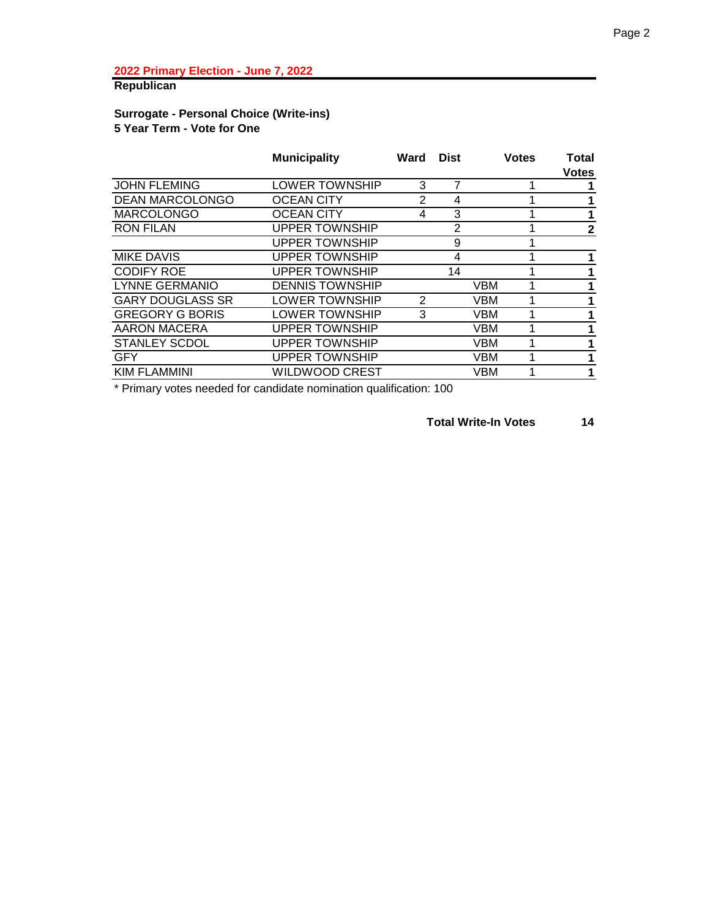**2022 Primary Election - June 7, 2022**

**Republican**

**Surrogate - Personal Choice (Write-ins)**
**5 Year Term - Vote for One**

| | Municipality | Ward | Dist | | Votes | Total Votes |
|---|---|---|---|---|---|---|
| JOHN FLEMING | LOWER TOWNSHIP | 3 | 7 | | 1 | **1** |
| DEAN MARCOLONGO | OCEAN CITY | 2 | 4 | | 1 | **1** |
| MARCOLONGO | OCEAN CITY | 4 | 3 | | 1 | **1** |
| RON FILAN | UPPER TOWNSHIP | | 2 | | 1 | **2** |
| | UPPER TOWNSHIP | | 9 | | 1 | |
| MIKE DAVIS | UPPER TOWNSHIP | | 4 | | 1 | **1** |
| CODIFY ROE | UPPER TOWNSHIP | | 14 | | 1 | **1** |
| LYNNE GERMANIO | DENNIS TOWNSHIP | | | VBM | 1 | **1** |
| GARY DOUGLASS SR | LOWER TOWNSHIP | 2 | | VBM | 1 | **1** |
| GREGORY G BORIS | LOWER TOWNSHIP | 3 | | VBM | 1 | **1** |
| AARON MACERA | UPPER TOWNSHIP | | | VBM | 1 | **1** |
| STANLEY SCDOL | UPPER TOWNSHIP | | | VBM | 1 | **1** |
| GFY | UPPER TOWNSHIP | | | VBM | 1 | **1** |
| KIM FLAMMINI | WILDWOOD CREST | | | VBM | 1 | **1** |

* Primary votes needed for candidate nomination qualification: 100

**Total Write-In Votes** **14**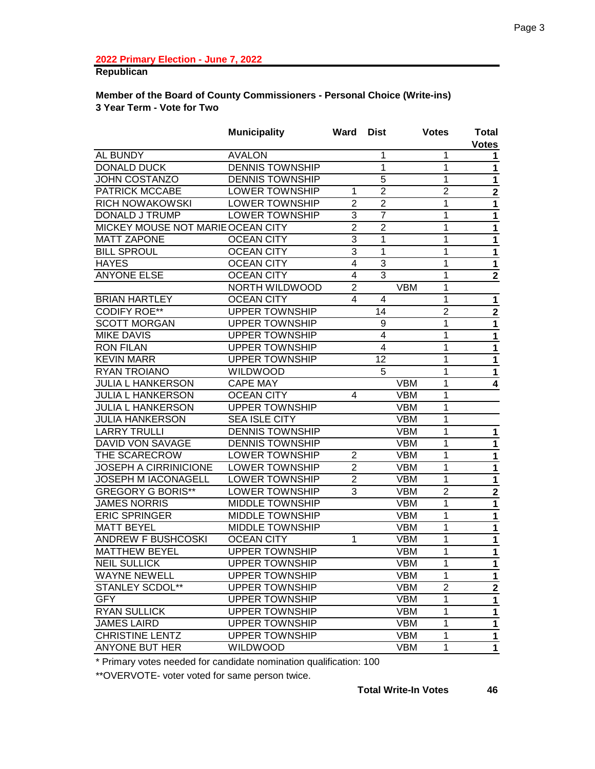**2022 Primary Election - June 7, 2022**

**Republican**

**Member of the Board of County Commissioners - Personal Choice (Write-ins)**
**3 Year Term - Vote for Two**

| | Municipality | Ward | Dist | | Votes | Total Votes |
|---|---|---|---|---|---|---|
| AL BUNDY | AVALON | | 1 | | 1 | 1 |
| DONALD DUCK | DENNIS TOWNSHIP | | 1 | | 1 | 1 |
| JOHN COSTANZO | DENNIS TOWNSHIP | | 5 | | 1 | 1 |
| PATRICK MCCABE | LOWER TOWNSHIP | 1 | 2 | | 2 | 2 |
| RICH NOWAKOWSKI | LOWER TOWNSHIP | 2 | 2 | | 1 | 1 |
| DONALD J TRUMP | LOWER TOWNSHIP | 3 | 7 | | 1 | 1 |
| MICKEY MOUSE NOT MARIE | OCEAN CITY | 2 | 2 | | 1 | 1 |
| MATT ZAPONE | OCEAN CITY | 3 | 1 | | 1 | 1 |
| BILL SPROUL | OCEAN CITY | 3 | 1 | | 1 | 1 |
| HAYES | OCEAN CITY | 4 | 3 | | 1 | 1 |
| ANYONE ELSE | OCEAN CITY | 4 | 3 | | 1 | 2 |
| | NORTH WILDWOOD | 2 | | VBM | 1 | |
| BRIAN HARTLEY | OCEAN CITY | 4 | 4 | | 1 | 1 |
| CODIFY ROE** | UPPER TOWNSHIP | | 14 | | 2 | 2 |
| SCOTT MORGAN | UPPER TOWNSHIP | | 9 | | 1 | 1 |
| MIKE DAVIS | UPPER TOWNSHIP | | 4 | | 1 | 1 |
| RON FILAN | UPPER TOWNSHIP | | 4 | | 1 | 1 |
| KEVIN MARR | UPPER TOWNSHIP | | 12 | | 1 | 1 |
| RYAN TROIANO | WILDWOOD | | 5 | | 1 | 1 |
| JULIA L HANKERSON | CAPE MAY | | | VBM | 1 | 4 |
| JULIA L HANKERSON | OCEAN CITY | 4 | | VBM | 1 | |
| JULIA L HANKERSON | UPPER TOWNSHIP | | | VBM | 1 | |
| JULIA HANKERSON | SEA ISLE CITY | | | VBM | 1 | |
| LARRY TRULLI | DENNIS TOWNSHIP | | | VBM | 1 | 1 |
| DAVID VON SAVAGE | DENNIS TOWNSHIP | | | VBM | 1 | 1 |
| THE SCARECROW | LOWER TOWNSHIP | 2 | | VBM | 1 | 1 |
| JOSEPH A CIRRINICIONE | LOWER TOWNSHIP | 2 | | VBM | 1 | 1 |
| JOSEPH M IACONAGELL | LOWER TOWNSHIP | 2 | | VBM | 1 | 1 |
| GREGORY G BORIS** | LOWER TOWNSHIP | 3 | | VBM | 2 | 2 |
| JAMES NORRIS | MIDDLE TOWNSHIP | | | VBM | 1 | 1 |
| ERIC SPRINGER | MIDDLE TOWNSHIP | | | VBM | 1 | 1 |
| MATT BEYEL | MIDDLE TOWNSHIP | | | VBM | 1 | 1 |
| ANDREW F BUSHCOSKI | OCEAN CITY | 1 | | VBM | 1 | 1 |
| MATTHEW BEYEL | UPPER TOWNSHIP | | | VBM | 1 | 1 |
| NEIL SULLICK | UPPER TOWNSHIP | | | VBM | 1 | 1 |
| WAYNE NEWELL | UPPER TOWNSHIP | | | VBM | 1 | 1 |
| STANLEY SCDOL** | UPPER TOWNSHIP | | | VBM | 2 | 2 |
| GFY | UPPER TOWNSHIP | | | VBM | 1 | 1 |
| RYAN SULLICK | UPPER TOWNSHIP | | | VBM | 1 | 1 |
| JAMES LAIRD | UPPER TOWNSHIP | | | VBM | 1 | 1 |
| CHRISTINE LENTZ | UPPER TOWNSHIP | | | VBM | 1 | 1 |
| ANYONE BUT HER | WILDWOOD | | | VBM | 1 | 1 |

* Primary votes needed for candidate nomination qualification: 100

**OVERVOTE- voter voted for same person twice.

**Total Write-In Votes** **46**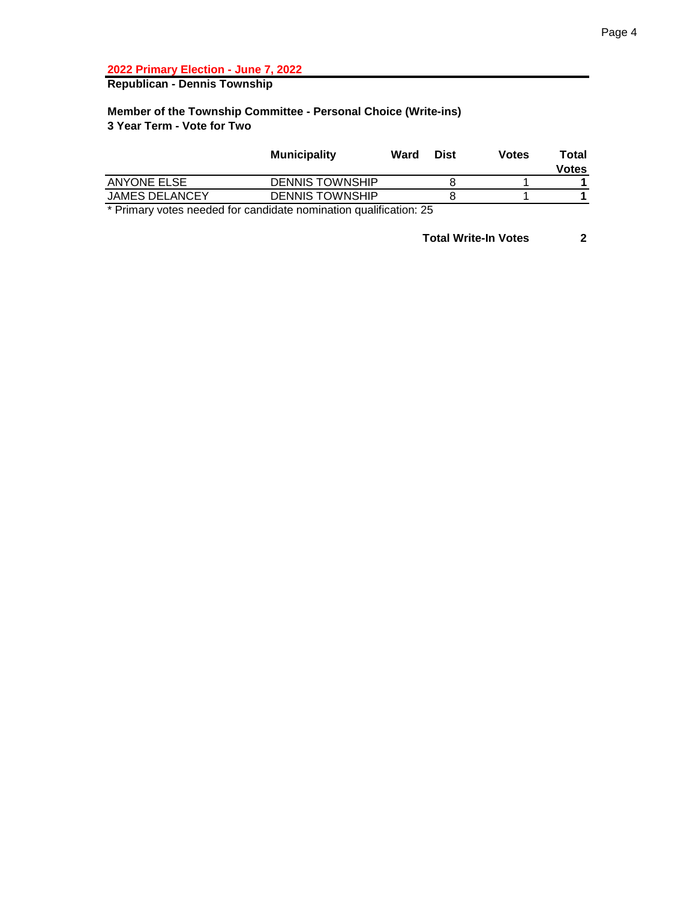**2022 Primary Election - June 7, 2022**

**Republican - Dennis Township**

**Member of the Township Committee - Personal Choice (Write-ins)**
**3 Year Term - Vote for Two**

| | Municipality | Ward | Dist | Votes | Total Votes |
|---|---|---|---|---|---|
| ANYONE ELSE | DENNIS TOWNSHIP | | 8 | 1 | **1** |
| JAMES DELANCEY | DENNIS TOWNSHIP | | 8 | 1 | **1** |

* Primary votes needed for candidate nomination qualification: 25

**Total Write-In Votes** **2**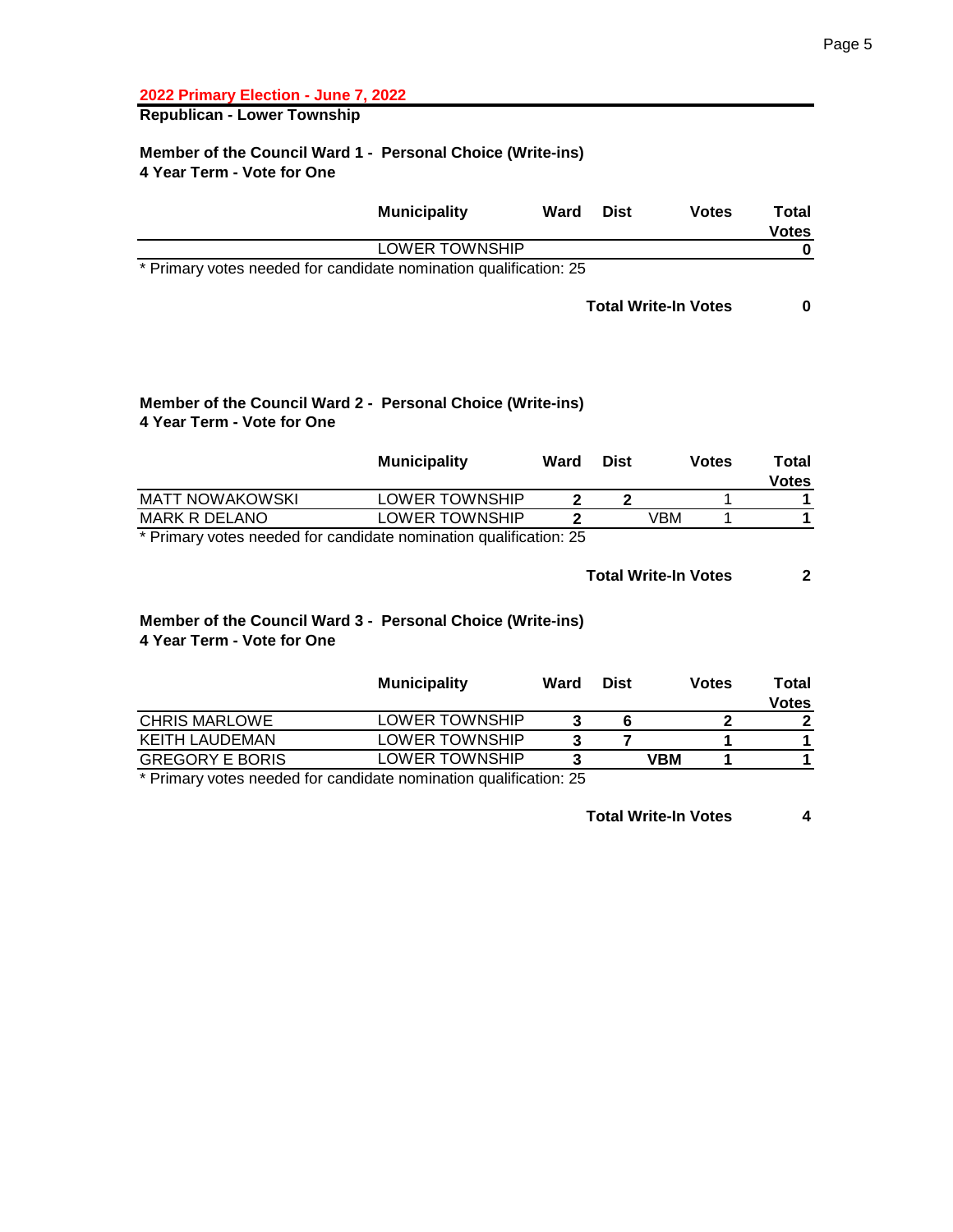**2022 Primary Election - June 7, 2022**

**Republican - Lower Township**

### Member of the Council Ward 1 - Personal Choice (Write-ins)
**4 Year Term - Vote for One**

| | Municipality | Ward | Dist | Votes | Total Votes |
|---|---|---|---|---|---|
| | LOWER TOWNSHIP | | | | **0** |

* Primary votes needed for candidate nomination qualification: 25

**Total Write-In Votes** **0**

### Member of the Council Ward 2 - Personal Choice (Write-ins)
**4 Year Term - Vote for One**

| | Municipality | Ward | Dist | | Votes | Total Votes |
|---|---|---|---|---|---|---|
| MATT NOWAKOWSKI | LOWER TOWNSHIP | **2** | **2** | | 1 | **1** |
| MARK R DELANO | LOWER TOWNSHIP | **2** | | VBM | 1 | **1** |

* Primary votes needed for candidate nomination qualification: 25

**Total Write-In Votes** **2**

### Member of the Council Ward 3 - Personal Choice (Write-ins)
**4 Year Term - Vote for One**

| | Municipality | Ward | Dist | | Votes | Total Votes |
|---|---|---|---|---|---|---|
| CHRIS MARLOWE | LOWER TOWNSHIP | **3** | **6** | | **2** | **2** |
| KEITH LAUDEMAN | LOWER TOWNSHIP | **3** | **7** | | **1** | **1** |
| GREGORY E BORIS | LOWER TOWNSHIP | **3** | | **VBM** | **1** | **1** |

* Primary votes needed for candidate nomination qualification: 25

**Total Write-In Votes** **4**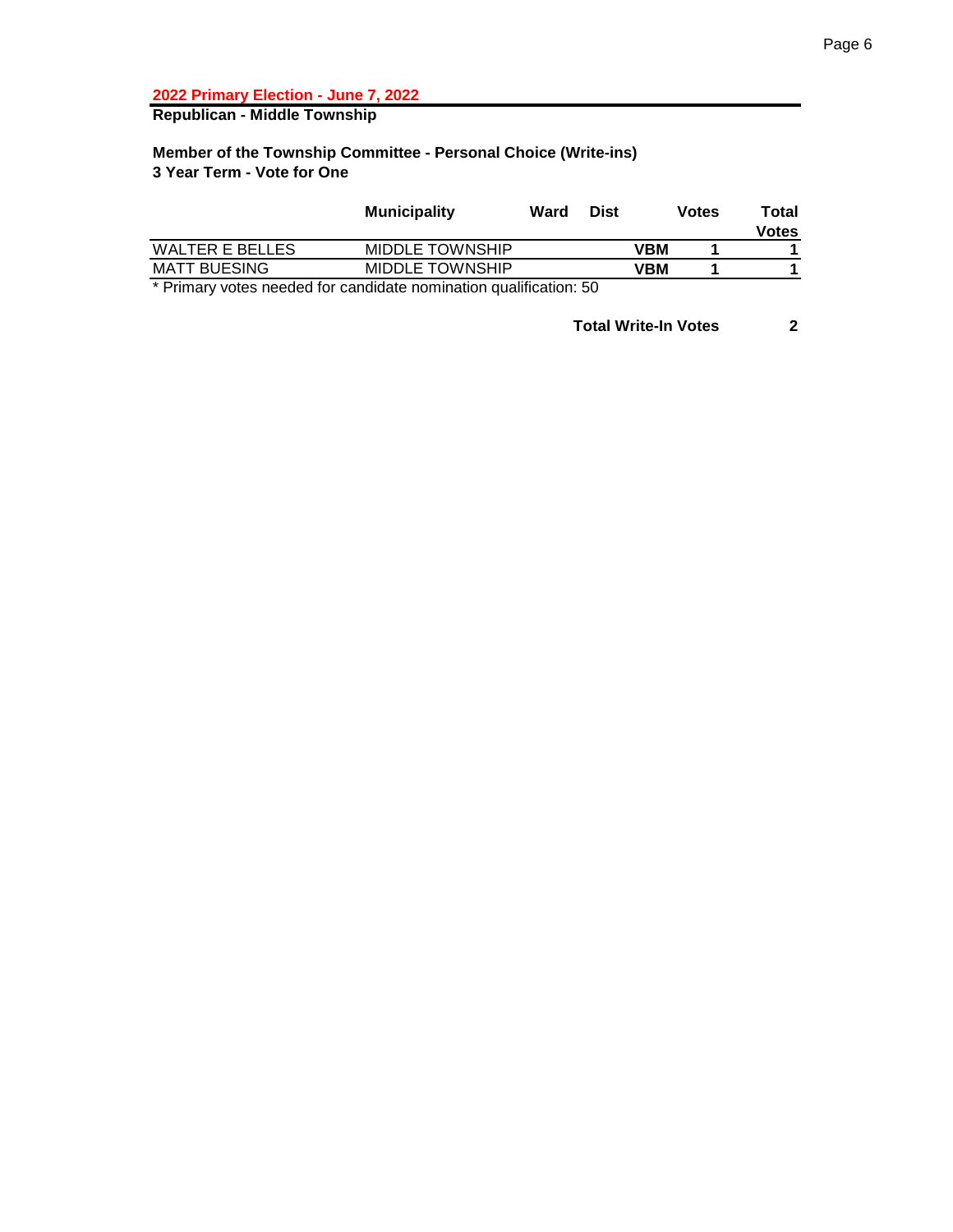**2022 Primary Election - June 7, 2022**

**Republican - Middle Township**

**Member of the Township Committee - Personal Choice (Write-ins)**
**3 Year Term - Vote for One**

| | Municipality | Ward | Dist | | Votes | Total Votes |
|---|---|---|---|---|---|---|
| WALTER E BELLES | MIDDLE TOWNSHIP | | | VBM | 1 | 1 |
| MATT BUESING | MIDDLE TOWNSHIP | | | VBM | 1 | 1 |

* Primary votes needed for candidate nomination qualification: 50

**Total Write-In Votes** **2**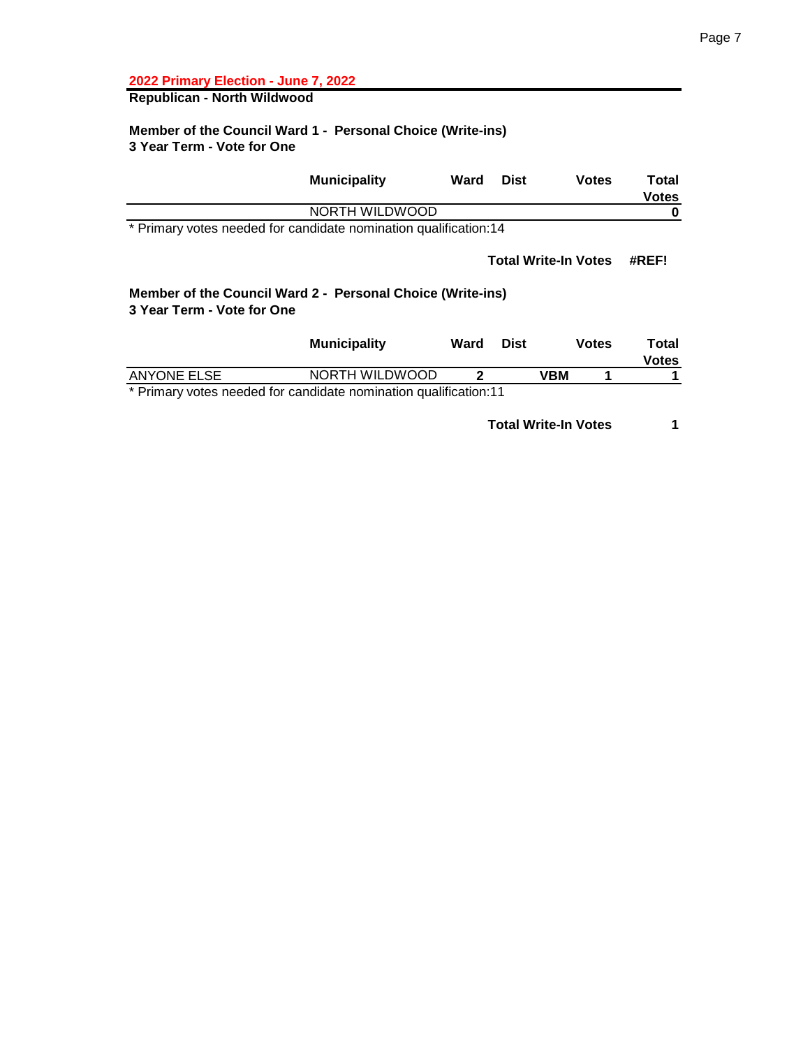**2022 Primary Election - June 7, 2022**

**Republican - North Wildwood**

**Member of the Council Ward 1 - Personal Choice (Write-ins)**
**3 Year Term - Vote for One**

| | Municipality | Ward | Dist | | Votes | Total Votes |
|---|---|---|---|---|---|---|
| | NORTH WILDWOOD | | | | | **0** |

* Primary votes needed for candidate nomination qualification:14

**Total Write-In Votes** **#REF!**

**Member of the Council Ward 2 - Personal Choice (Write-ins)**
**3 Year Term - Vote for One**

| | Municipality | Ward | Dist | | Votes | Total Votes |
|---|---|---|---|---|---|---|
| ANYONE ELSE | NORTH WILDWOOD | **2** | | **VBM** | **1** | **1** |

* Primary votes needed for candidate nomination qualification:11

**Total Write-In Votes** **1**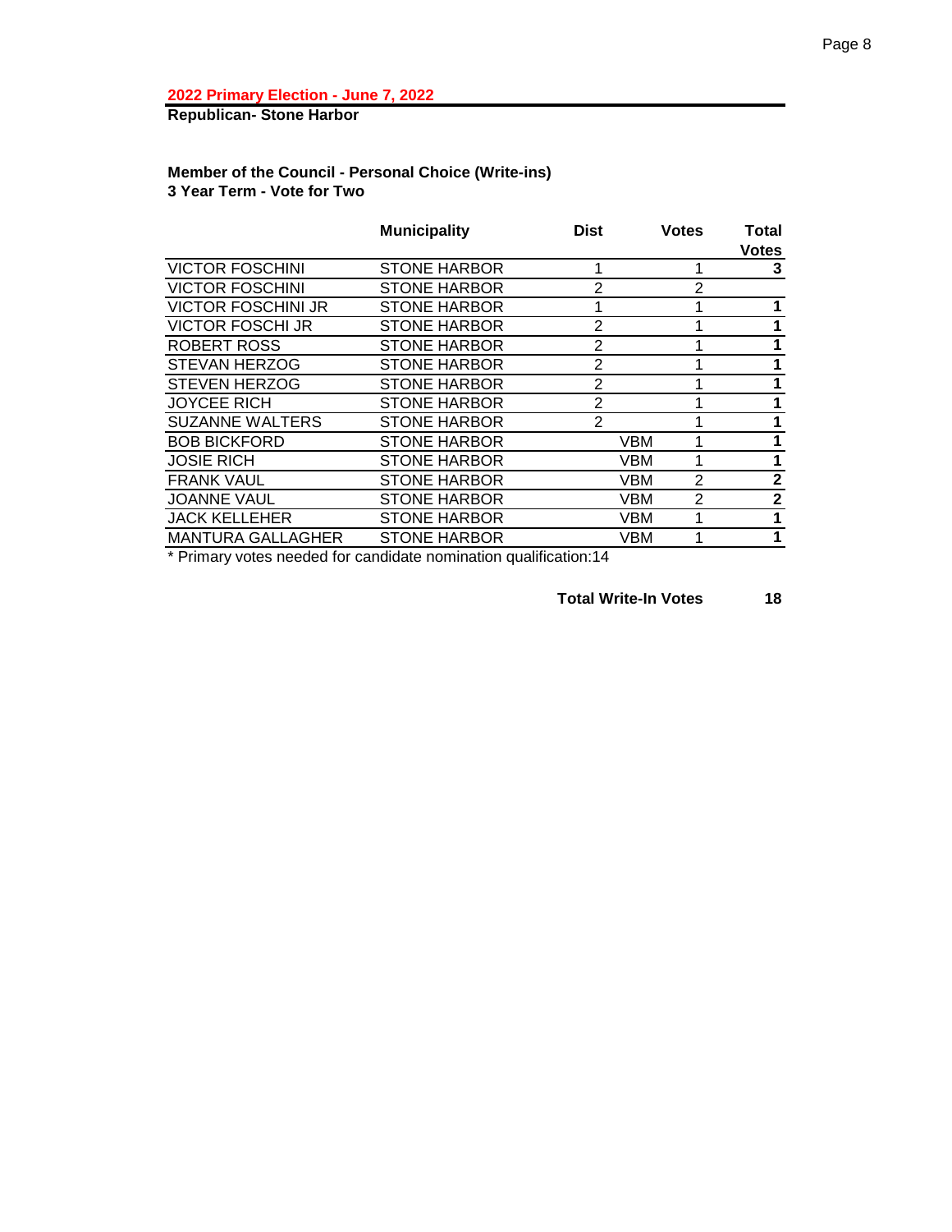**2022 Primary Election - June 7, 2022**

**Republican- Stone Harbor**

### Member of the Council - Personal Choice (Write-ins)
### 3 Year Term - Vote for Two

| | Municipality | Dist | | Votes | Total Votes |
|---|---|---|---|---|---|
| VICTOR FOSCHINI | STONE HARBOR | 1 | | 1 | **3** |
| VICTOR FOSCHINI | STONE HARBOR | 2 | | 2 | |
| VICTOR FOSCHINI JR | STONE HARBOR | 1 | | 1 | **1** |
| VICTOR FOSCHI JR | STONE HARBOR | 2 | | 1 | **1** |
| ROBERT ROSS | STONE HARBOR | 2 | | 1 | **1** |
| STEVAN HERZOG | STONE HARBOR | 2 | | 1 | **1** |
| STEVEN HERZOG | STONE HARBOR | 2 | | 1 | **1** |
| JOYCEE RICH | STONE HARBOR | 2 | | 1 | **1** |
| SUZANNE WALTERS | STONE HARBOR | 2 | | 1 | **1** |
| BOB BICKFORD | STONE HARBOR | | VBM | 1 | **1** |
| JOSIE RICH | STONE HARBOR | | VBM | 1 | **1** |
| FRANK VAUL | STONE HARBOR | | VBM | 2 | **2** |
| JOANNE VAUL | STONE HARBOR | | VBM | 2 | **2** |
| JACK KELLEHER | STONE HARBOR | | VBM | 1 | **1** |
| MANTURA GALLAGHER | STONE HARBOR | | VBM | 1 | **1** |

* Primary votes needed for candidate nomination qualification:14

**Total Write-In Votes** **18**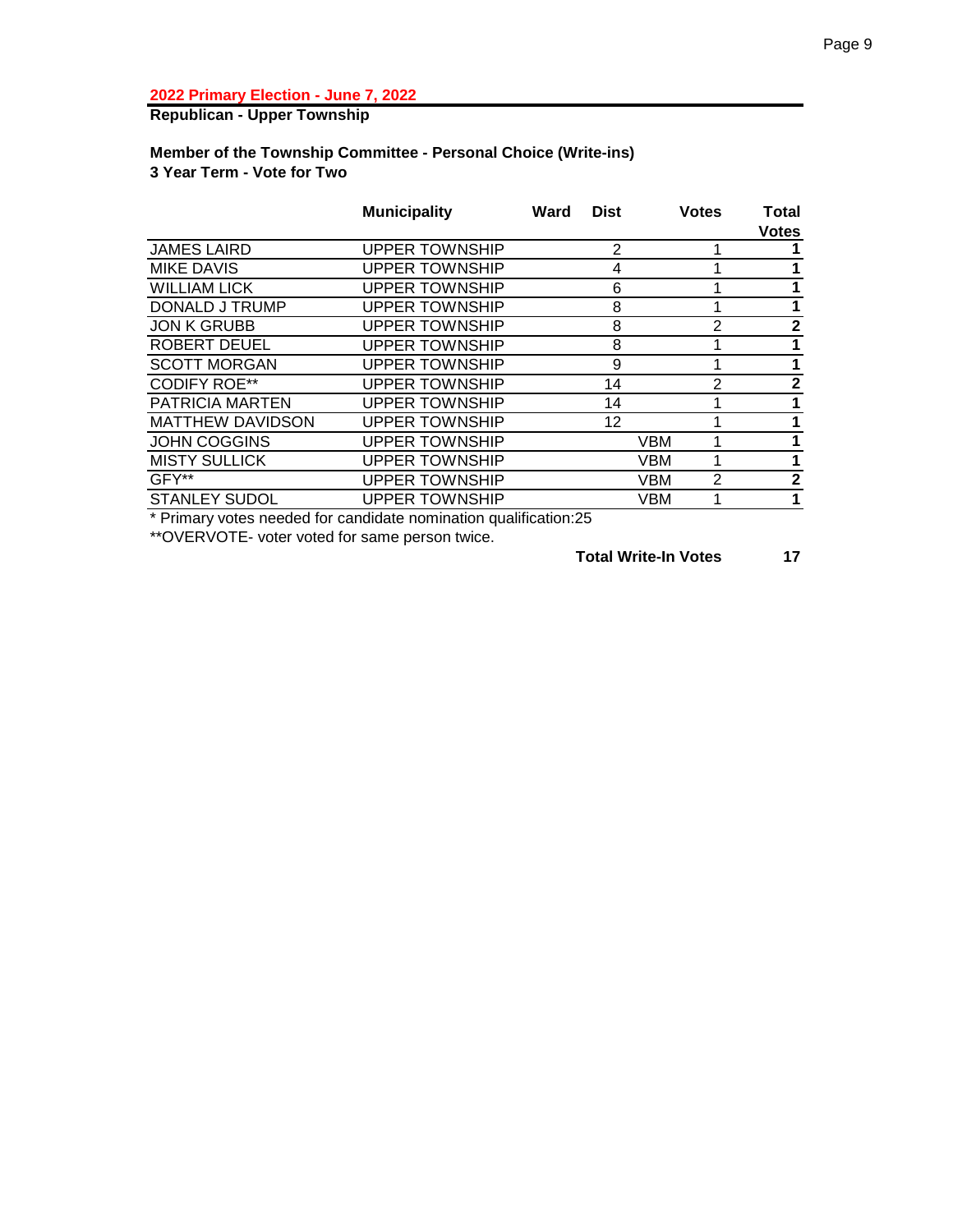**2022 Primary Election - June 7, 2022**

**Republican - Upper Township**

**Member of the Township Committee - Personal Choice (Write-ins)**
**3 Year Term - Vote for Two**

| | Municipality | Ward | Dist | Votes | Total Votes |
|---|---|---|---|---|---|
| JAMES LAIRD | UPPER TOWNSHIP | | 2 | 1 | **1** |
| MIKE DAVIS | UPPER TOWNSHIP | | 4 | 1 | **1** |
| WILLIAM LICK | UPPER TOWNSHIP | | 6 | 1 | **1** |
| DONALD J TRUMP | UPPER TOWNSHIP | | 8 | 1 | **1** |
| JON K GRUBB | UPPER TOWNSHIP | | 8 | 2 | **2** |
| ROBERT DEUEL | UPPER TOWNSHIP | | 8 | 1 | **1** |
| SCOTT MORGAN | UPPER TOWNSHIP | | 9 | 1 | **1** |
| CODIFY ROE** | UPPER TOWNSHIP | | 14 | 2 | **2** |
| PATRICIA MARTEN | UPPER TOWNSHIP | | 14 | 1 | **1** |
| MATTHEW DAVIDSON | UPPER TOWNSHIP | | 12 | 1 | **1** |
| JOHN COGGINS | UPPER TOWNSHIP | | VBM | 1 | **1** |
| MISTY SULLICK | UPPER TOWNSHIP | | VBM | 1 | **1** |
| GFY** | UPPER TOWNSHIP | | VBM | 2 | **2** |
| STANLEY SUDOL | UPPER TOWNSHIP | | VBM | 1 | **1** |

* Primary votes needed for candidate nomination qualification:25

**OVERVOTE- voter voted for same person twice.

**Total Write-In Votes** **17**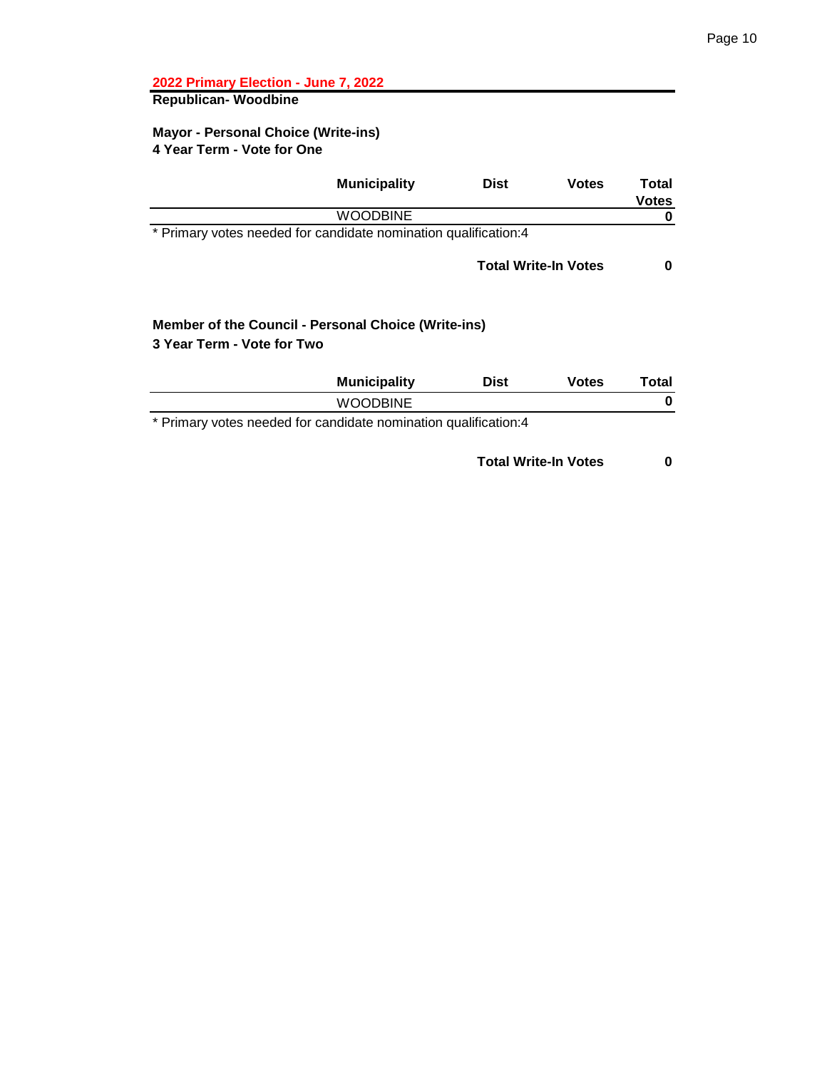## 2022 Primary Election - June 7, 2022

**Republican- Woodbine**

**Mayor - Personal Choice (Write-ins)**
**4 Year Term - Vote for One**

| Municipality | Dist | Votes | Total Votes |
|---|---|---|---|
| WOODBINE | | | **0** |

* Primary votes needed for candidate nomination qualification:4

**Total Write-In Votes** **0**

**Member of the Council - Personal Choice (Write-ins)**
**3 Year Term - Vote for Two**

| Municipality | Dist | Votes | Total |
|---|---|---|---|
| WOODBINE | | | **0** |

* Primary votes needed for candidate nomination qualification:4

**Total Write-In Votes** **0**